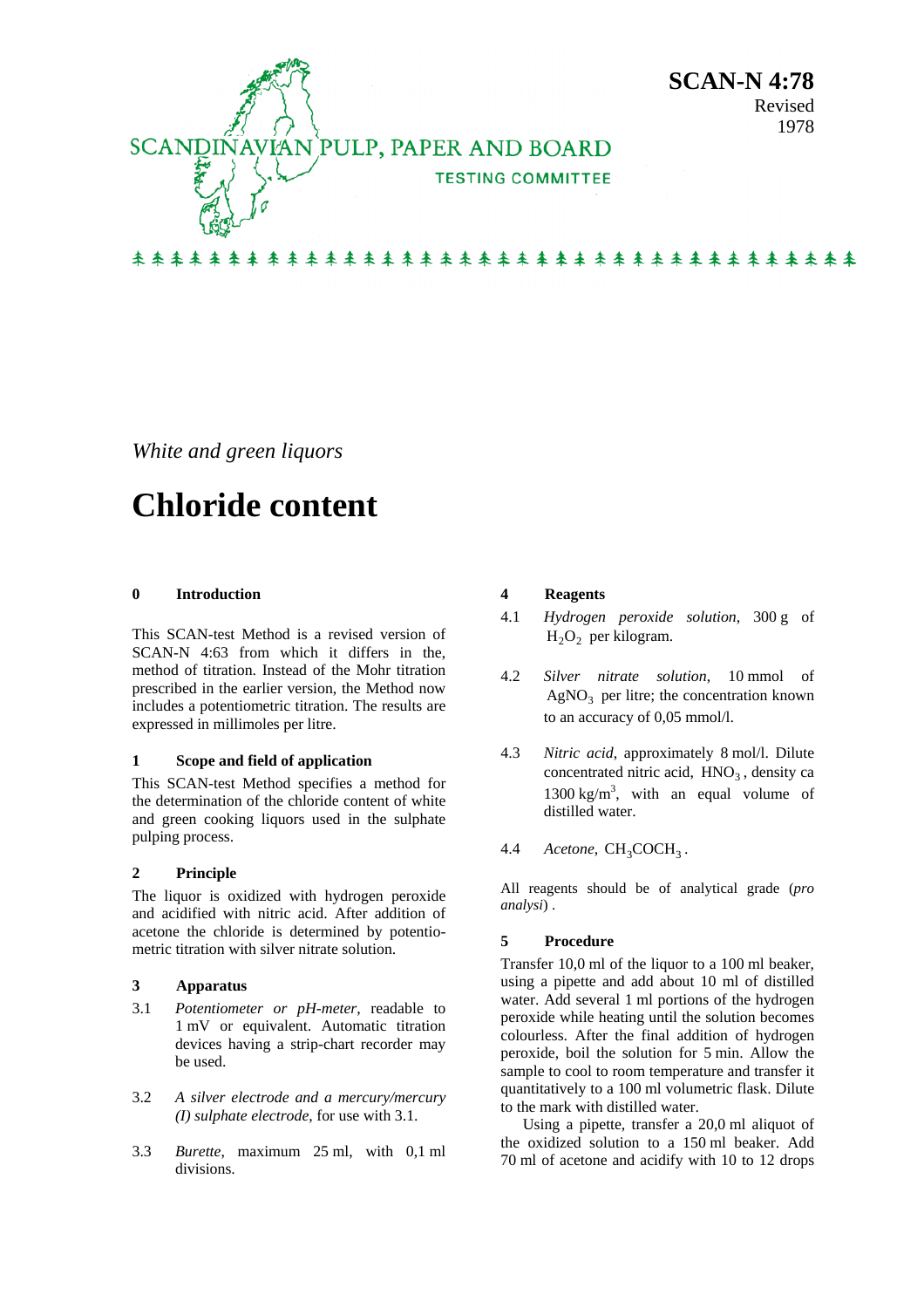SCANDINAVIAN PULP, PAPER AND BOARD

TESTING COMMITTEE

**SCAN-N 4:78**
Revised
1978

*White and green liquors*

# Chloride content

## 0 Introduction

This SCAN-test Method is a revised version of SCAN-N 4:63 from which it differs in the, method of titration. Instead of the Mohr titration prescribed in the earlier version, the Method now includes a potentiometric titration. The results are expressed in millimoles per litre.

## 1 Scope and field of application

This SCAN-test Method specifies a method for the determination of the chloride content of white and green cooking liquors used in the sulphate pulping process.

## 2 Principle

The liquor is oxidized with hydrogen peroxide and acidified with nitric acid. After addition of acetone the chloride is determined by potentiometric titration with silver nitrate solution.

## 3 Apparatus

3.1 *Potentiometer or pH-meter*, readable to 1 mV or equivalent. Automatic titration devices having a strip-chart recorder may be used.

3.2 *A silver electrode and a mercury/mercury (I) sulphate electrode*, for use with 3.1.

3.3 *Burette*, maximum 25 ml, with 0,1 ml divisions.

## 4 Reagents

4.1 *Hydrogen peroxide solution*, 300 g of $H_2O_2$ per kilogram.

4.2 *Silver nitrate solution*, 10 mmol of $AgNO_3$ per litre; the concentration known to an accuracy of 0,05 mmol/l.

4.3 *Nitric acid*, approximately 8 mol/l. Dilute concentrated nitric acid, $HNO_3$, density ca 1300 kg/m$^3$, with an equal volume of distilled water.

4.4 *Acetone*, $CH_3COCH_3$.

All reagents should be of analytical grade (*pro analysi*) .

## 5 Procedure

Transfer 10,0 ml of the liquor to a 100 ml beaker, using a pipette and add about 10 ml of distilled water. Add several 1 ml portions of the hydrogen peroxide while heating until the solution becomes colourless. After the final addition of hydrogen peroxide, boil the solution for 5 min. Allow the sample to cool to room temperature and transfer it quantitatively to a 100 ml volumetric flask. Dilute to the mark with distilled water.

Using a pipette, transfer a 20,0 ml aliquot of the oxidized solution to a 150 ml beaker. Add 70 ml of acetone and acidify with 10 to 12 drops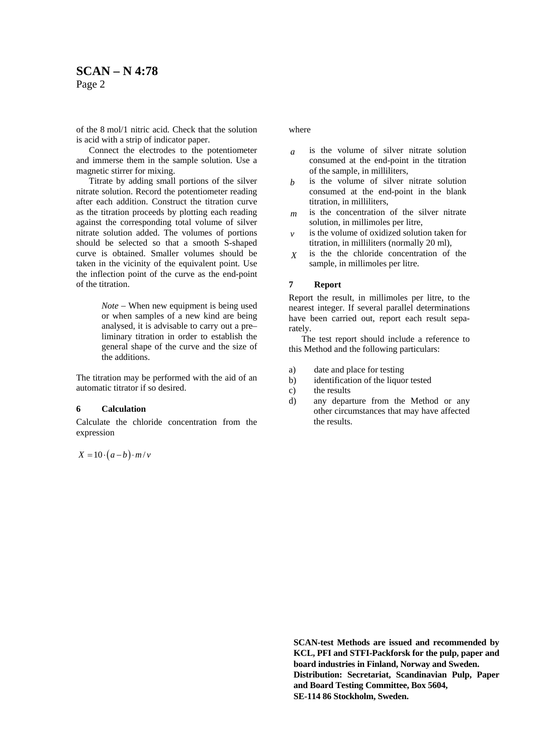of the 8 mol/1 nitric acid. Check that the solution is acid with a strip of indicator paper.

Connect the electrodes to the potentiometer and immerse them in the sample solution. Use a magnetic stirrer for mixing.

Titrate by adding small portions of the silver nitrate solution. Record the potentiometer reading after each addition. Construct the titration curve as the titration proceeds by plotting each reading against the corresponding total volume of silver nitrate solution added. The volumes of portions should be selected so that a smooth S-shaped curve is obtained. Smaller volumes should be taken in the vicinity of the equivalent point. Use the inflection point of the curve as the end-point of the titration.

> *Note* – When new equipment is being used or when samples of a new kind are being analysed, it is advisable to carry out a pre–liminary titration in order to establish the general shape of the curve and the size of the additions.

The titration may be performed with the aid of an automatic titrator if so desired.

## 6 Calculation

Calculate the chloride concentration from the expression

$$X = 10 \cdot (a - b) \cdot m / v$$

where

- $a$ is the volume of silver nitrate solution consumed at the end-point in the titration of the sample, in milliliters,
- $b$ is the volume of silver nitrate solution consumed at the end-point in the blank titration, in milliliters,
- $m$ is the concentration of the silver nitrate solution, in millimoles per litre,
- $v$ is the volume of oxidized solution taken for titration, in milliliters (normally 20 ml),
- $X$ is the the chloride concentration of the sample, in millimoles per litre.

## 7 Report

Report the result, in millimoles per litre, to the nearest integer. If several parallel determinations have been carried out, report each result separately.

The test report should include a reference to this Method and the following particulars:

a) date and place for testing
b) identification of the liquor tested
c) the results
d) any departure from the Method or any other circumstances that may have affected the results.

**SCAN-test Methods are issued and recommended by KCL, PFI and STFI-Packforsk for the pulp, paper and board industries in Finland, Norway and Sweden. Distribution: Secretariat, Scandinavian Pulp, Paper and Board Testing Committee, Box 5604, SE-114 86 Stockholm, Sweden.**